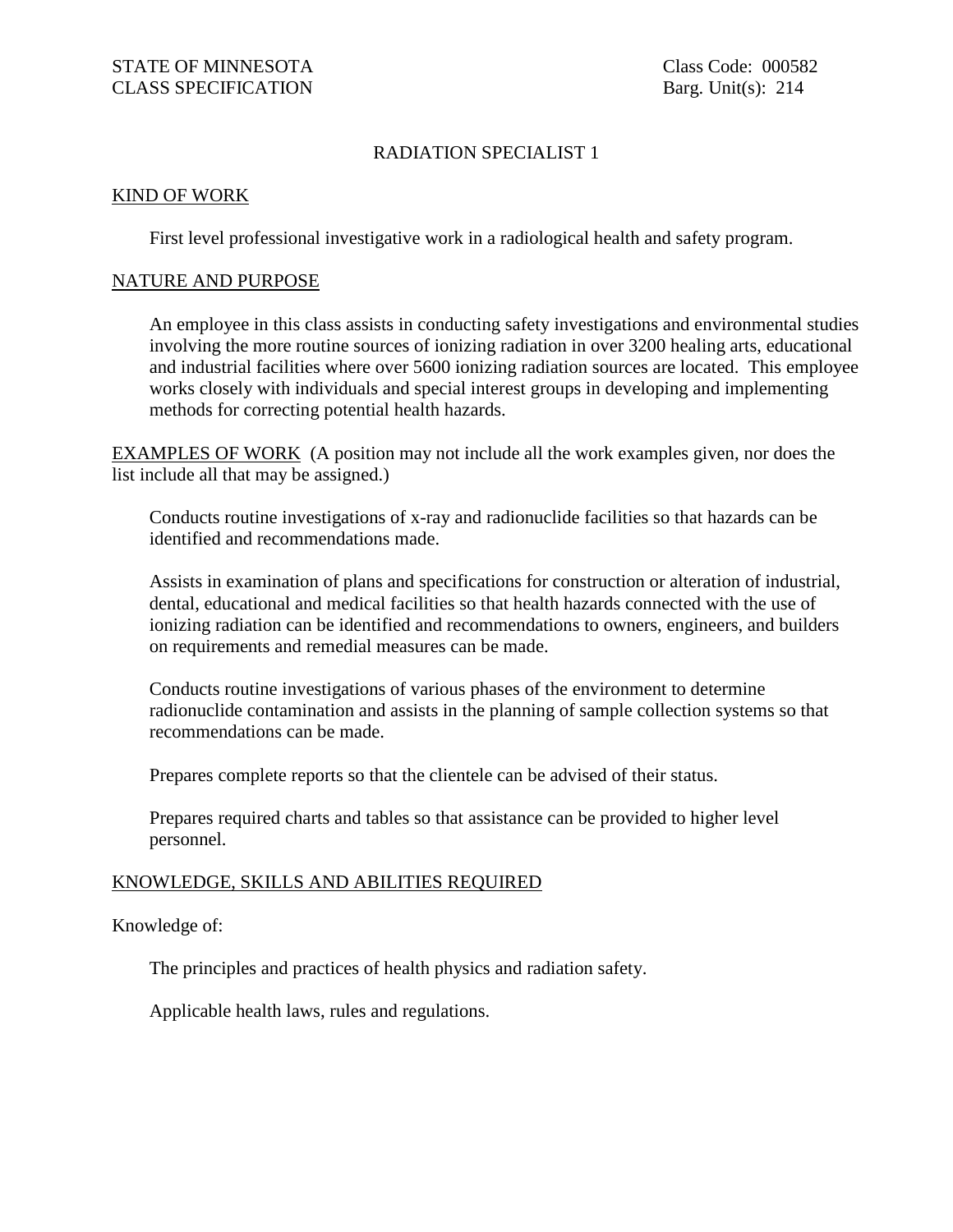STATE OF MINNESOTA
CLASS SPECIFICATION

Class Code: 000582
Barg. Unit(s): 214

# RADIATION SPECIALIST 1

## KIND OF WORK

First level professional investigative work in a radiological health and safety program.

## NATURE AND PURPOSE

An employee in this class assists in conducting safety investigations and environmental studies involving the more routine sources of ionizing radiation in over 3200 healing arts, educational and industrial facilities where over 5600 ionizing radiation sources are located. This employee works closely with individuals and special interest groups in developing and implementing methods for correcting potential health hazards.

## EXAMPLES OF WORK

(A position may not include all the work examples given, nor does the list include all that may be assigned.)

Conducts routine investigations of x-ray and radionuclide facilities so that hazards can be identified and recommendations made.

Assists in examination of plans and specifications for construction or alteration of industrial, dental, educational and medical facilities so that health hazards connected with the use of ionizing radiation can be identified and recommendations to owners, engineers, and builders on requirements and remedial measures can be made.

Conducts routine investigations of various phases of the environment to determine radionuclide contamination and assists in the planning of sample collection systems so that recommendations can be made.

Prepares complete reports so that the clientele can be advised of their status.

Prepares required charts and tables so that assistance can be provided to higher level personnel.

## KNOWLEDGE, SKILLS AND ABILITIES REQUIRED

Knowledge of:

The principles and practices of health physics and radiation safety.

Applicable health laws, rules and regulations.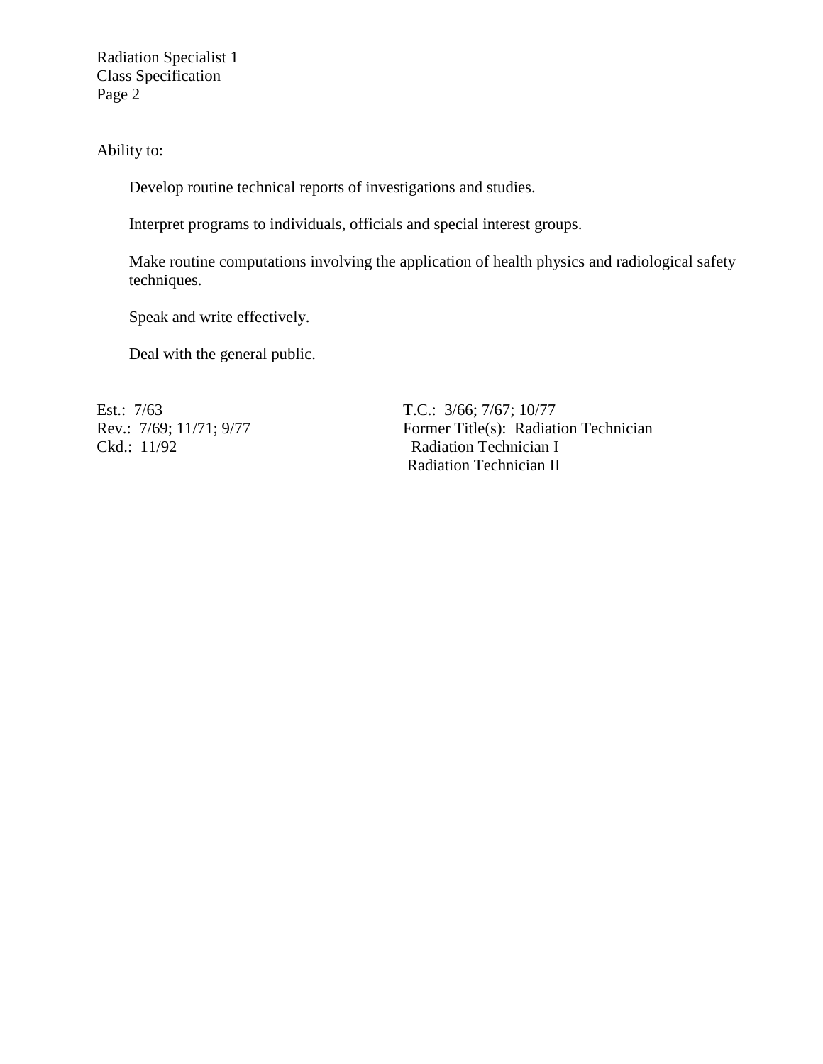Ability to:

Develop routine technical reports of investigations and studies.

Interpret programs to individuals, officials and special interest groups.

Make routine computations involving the application of health physics and radiological safety techniques.

Speak and write effectively.

Deal with the general public.

Est.: 7/63
Rev.: 7/69; 11/71; 9/77
Ckd.: 11/92

T.C.: 3/66; 7/67; 10/77
Former Title(s): Radiation Technician
Radiation Technician I
Radiation Technician II